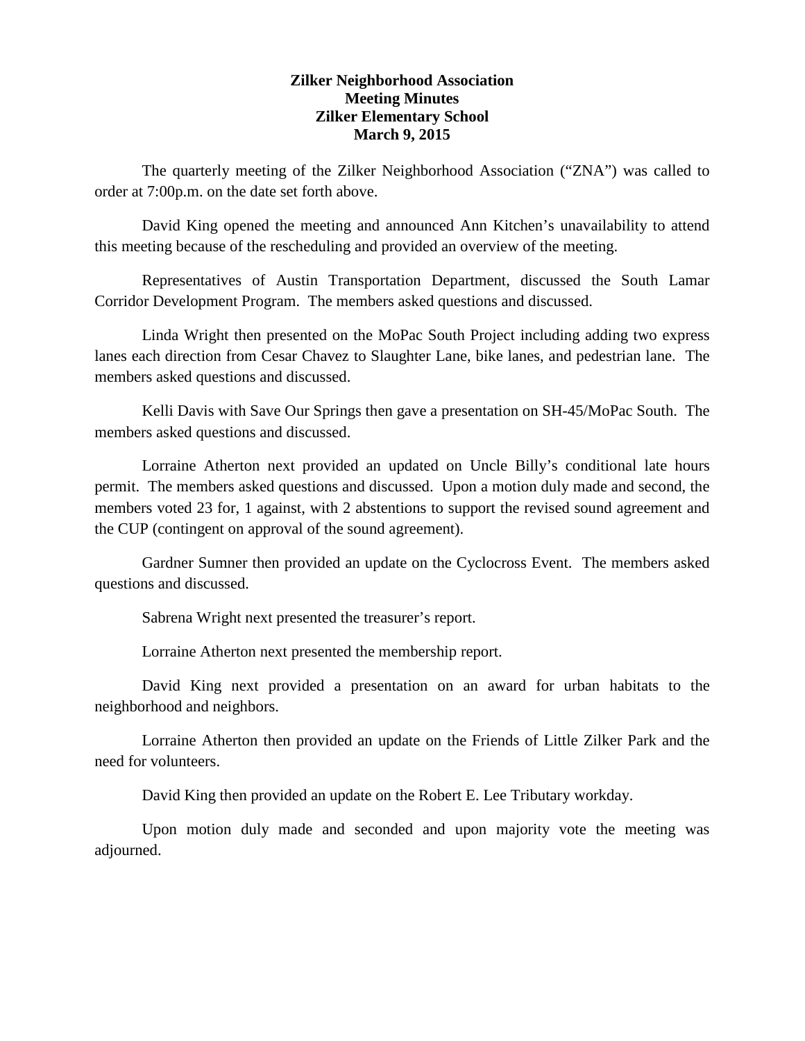# Zilker Neighborhood Association
## Meeting Minutes
## Zilker Elementary School
## March 9, 2015

The quarterly meeting of the Zilker Neighborhood Association ("ZNA") was called to order at 7:00p.m. on the date set forth above.

David King opened the meeting and announced Ann Kitchen's unavailability to attend this meeting because of the rescheduling and provided an overview of the meeting.

Representatives of Austin Transportation Department, discussed the South Lamar Corridor Development Program. The members asked questions and discussed.

Linda Wright then presented on the MoPac South Project including adding two express lanes each direction from Cesar Chavez to Slaughter Lane, bike lanes, and pedestrian lane. The members asked questions and discussed.

Kelli Davis with Save Our Springs then gave a presentation on SH-45/MoPac South. The members asked questions and discussed.

Lorraine Atherton next provided an updated on Uncle Billy's conditional late hours permit. The members asked questions and discussed. Upon a motion duly made and second, the members voted 23 for, 1 against, with 2 abstentions to support the revised sound agreement and the CUP (contingent on approval of the sound agreement).

Gardner Sumner then provided an update on the Cyclocross Event. The members asked questions and discussed.

Sabrena Wright next presented the treasurer's report.

Lorraine Atherton next presented the membership report.

David King next provided a presentation on an award for urban habitats to the neighborhood and neighbors.

Lorraine Atherton then provided an update on the Friends of Little Zilker Park and the need for volunteers.

David King then provided an update on the Robert E. Lee Tributary workday.

Upon motion duly made and seconded and upon majority vote the meeting was adjourned.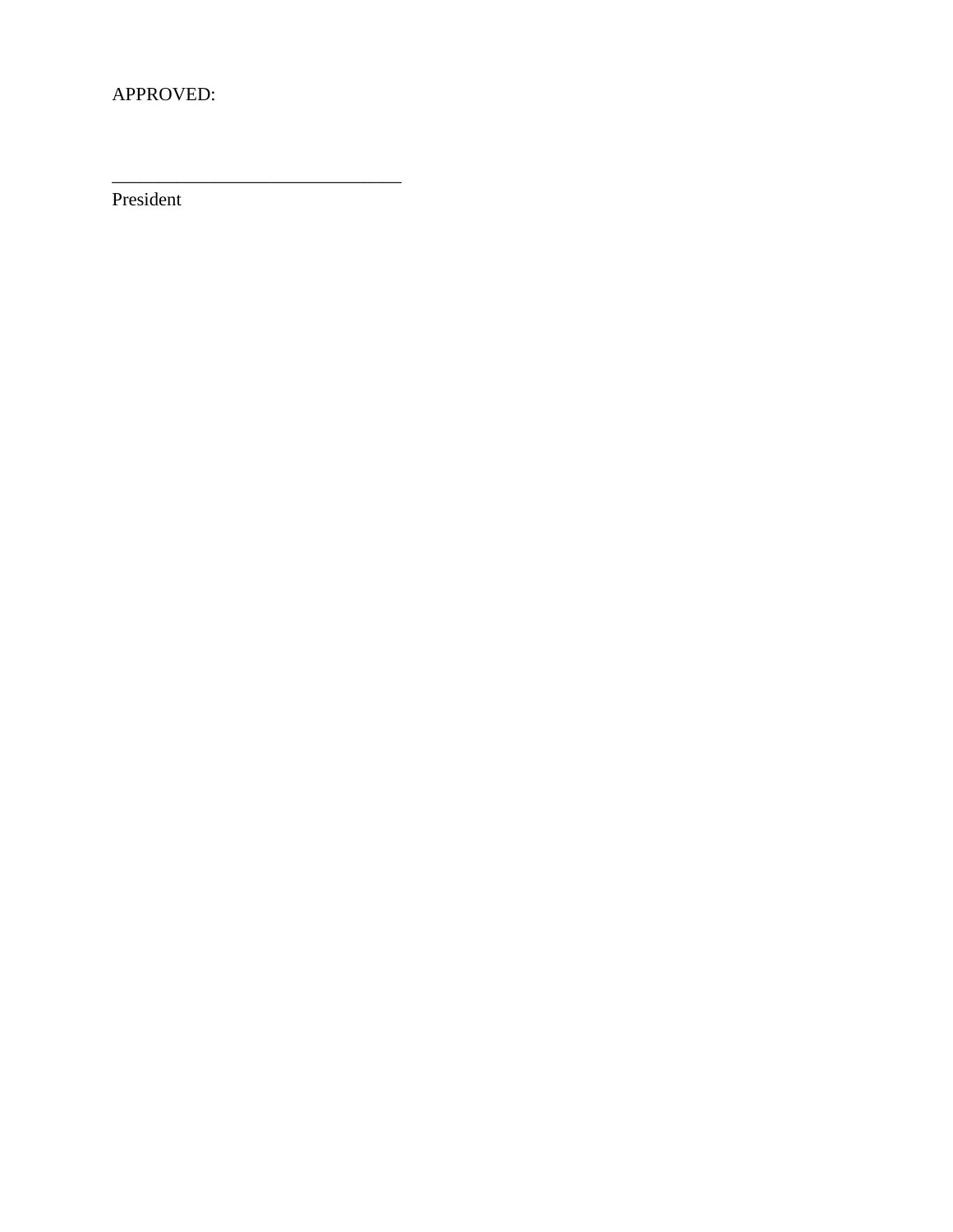APPROVED:

\_\_\_\_\_\_\_\_\_\_\_\_\_\_\_\_\_\_\_\_\_\_\_\_\_\_\_\_\_\_\_\_

President